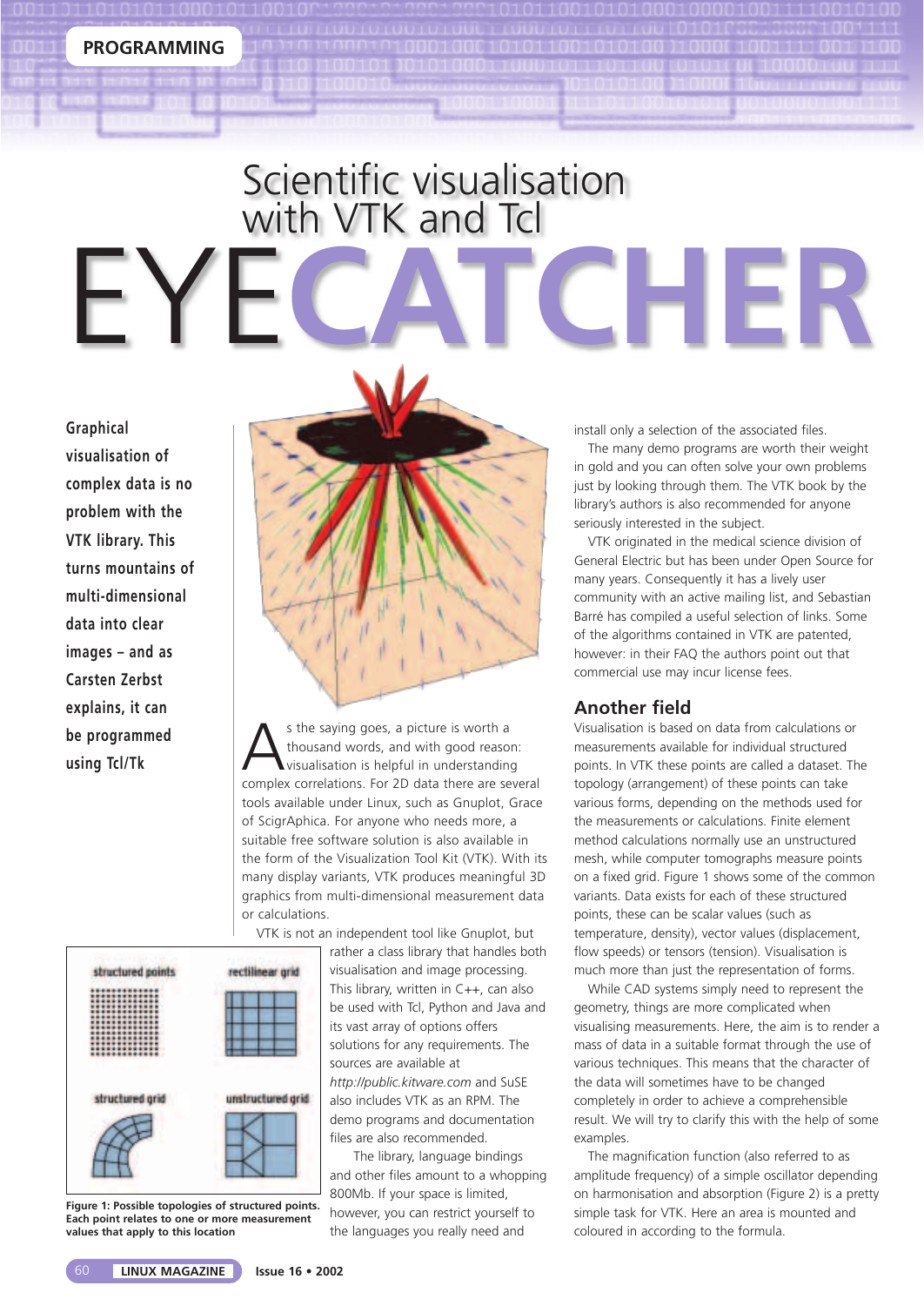PROGRAMMING

# Scientific visualisation with VTK and Tcl

# EYECATCHER

**Graphical visualisation of complex data is no problem with the VTK library. This turns mountains of multi-dimensional data into clear images – and as Carsten Zerbst explains, it can be programmed using Tcl/Tk**

As the saying goes, a picture is worth a thousand words, and with good reason: visualisation is helpful in understanding complex correlations. For 2D data there are several tools available under Linux, such as Gnuplot, Grace of ScigrAphica. For anyone who needs more, a suitable free software solution is also available in the form of the Visualization Tool Kit (VTK). With its many display variants, VTK produces meaningful 3D graphics from multi-dimensional measurement data or calculations.

VTK is not an independent tool like Gnuplot, but rather a class library that handles both visualisation and image processing. This library, written in C++, can also be used with Tcl, Python and Java and its vast array of options offers solutions for any requirements. The sources are available at *http://public.kitware.com* and SuSE also includes VTK as an RPM. The demo programs and documentation files are also recommended.

The library, language bindings and other files amount to a whopping 800Mb. If your space is limited, however, you can restrict yourself to the languages you really need and install only a selection of the associated files.

The many demo programs are worth their weight in gold and you can often solve your own problems just by looking through them. The VTK book by the library's authors is also recommended for anyone seriously interested in the subject.

VTK originated in the medical science division of General Electric but has been under Open Source for many years. Consequently it has a lively user community with an active mailing list, and Sebastian Barré has compiled a useful selection of links. Some of the algorithms contained in VTK are patented, however: in their FAQ the authors point out that commercial use may incur license fees.

**Figure 1: Possible topologies of structured points. Each point relates to one or more measurement values that apply to this location**

## Another field

Visualisation is based on data from calculations or measurements available for individual structured points. In VTK these points are called a dataset. The topology (arrangement) of these points can take various forms, depending on the methods used for the measurements or calculations. Finite element method calculations normally use an unstructured mesh, while computer tomographs measure points on a fixed grid. Figure 1 shows some of the common variants. Data exists for each of these structured points, these can be scalar values (such as temperature, density), vector values (displacement, flow speeds) or tensors (tension). Visualisation is much more than just the representation of forms.

While CAD systems simply need to represent the geometry, things are more complicated when visualising measurements. Here, the aim is to render a mass of data in a suitable format through the use of various techniques. This means that the character of the data will sometimes have to be changed completely in order to achieve a comprehensible result. We will try to clarify this with the help of some examples.

The magnification function (also referred to as amplitude frequency) of a simple oscillator depending on harmonisation and absorption (Figure 2) is a pretty simple task for VTK. Here an area is mounted and coloured in according to the formula.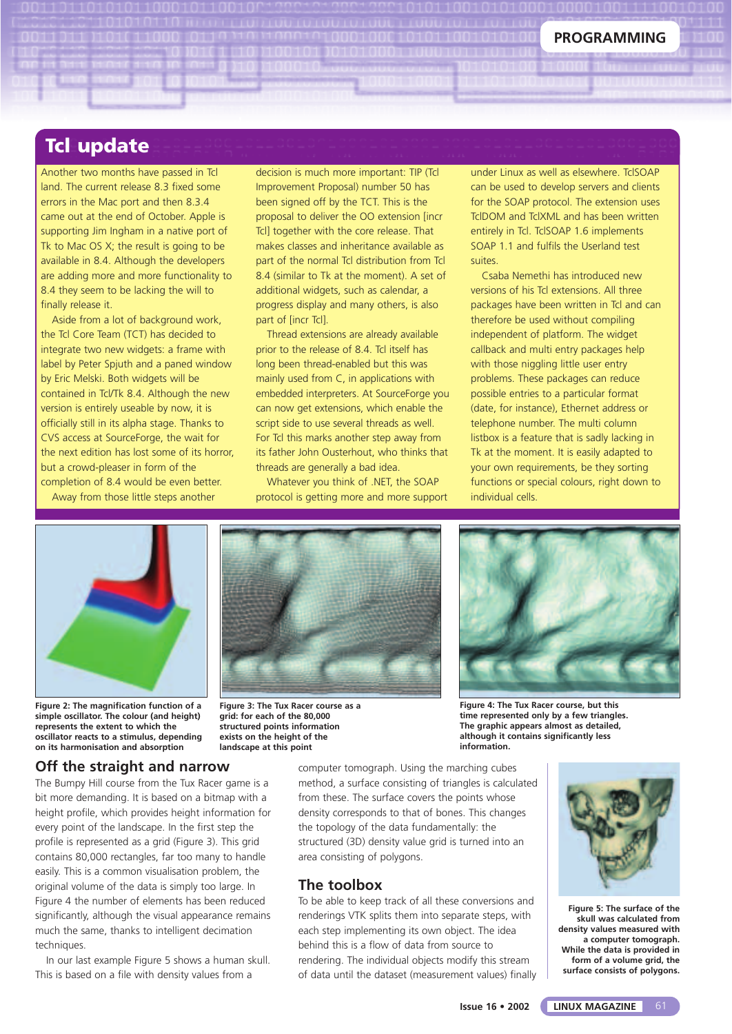## Tcl update

Another two months have passed in Tcl land. The current release 8.3 fixed some errors in the Mac port and then 8.3.4 came out at the end of October. Apple is supporting Jim Ingham in a native port of Tk to Mac OS X; the result is going to be available in 8.4. Although the developers are adding more and more functionality to 8.4 they seem to be lacking the will to finally release it.

Aside from a lot of background work, the Tcl Core Team (TCT) has decided to integrate two new widgets: a frame with label by Peter Spjuth and a paned window by Eric Melski. Both widgets will be contained in Tcl/Tk 8.4. Although the new version is entirely useable by now, it is officially still in its alpha stage. Thanks to CVS access at SourceForge, the wait for the next edition has lost some of its horror, but a crowd-pleaser in form of the completion of 8.4 would be even better.

Away from those little steps another decision is much more important: TIP (Tcl Improvement Proposal) number 50 has been signed off by the TCT. This is the proposal to deliver the OO extension [incr Tcl] together with the core release. That makes classes and inheritance available as part of the normal Tcl distribution from Tcl 8.4 (similar to Tk at the moment). A set of additional widgets, such as calendar, a progress display and many others, is also part of [incr Tcl].

Thread extensions are already available prior to the release of 8.4. Tcl itself has long been thread-enabled but this was mainly used from C, in applications with embedded interpreters. At SourceForge you can now get extensions, which enable the script side to use several threads as well. For Tcl this marks another step away from its father John Ousterhout, who thinks that threads are generally a bad idea.

Whatever you think of .NET, the SOAP protocol is getting more and more support under Linux as well as elsewhere. TclSOAP can be used to develop servers and clients for the SOAP protocol. The extension uses TclDOM and TclXML and has been written entirely in Tcl. TclSOAP 1.6 implements SOAP 1.1 and fulfils the Userland test suites.

Csaba Nemethi has introduced new versions of his Tcl extensions. All three packages have been written in Tcl and can therefore be used without compiling independent of platform. The widget callback and multi entry packages help with those niggling little user entry problems. These packages can reduce possible entries to a particular format (date, for instance), Ethernet address or telephone number. The multi column listbox is a feature that is sadly lacking in Tk at the moment. It is easily adapted to your own requirements, be they sorting functions or special colours, right down to individual cells.

**Figure 2: The magnification function of a simple oscillator. The colour (and height) represents the extent to which the oscillator reacts to a stimulus, depending on its harmonisation and absorption**

**Figure 3: The Tux Racer course as a grid: for each of the 80,000 structured points information exists on the height of the landscape at this point**

**Figure 4: The Tux Racer course, but this time represented only by a few triangles. The graphic appears almost as detailed, although it contains significantly less information.**

## Off the straight and narrow

The Bumpy Hill course from the Tux Racer game is a bit more demanding. It is based on a bitmap with a height profile, which provides height information for every point of the landscape. In the first step the profile is represented as a grid (Figure 3). This grid contains 80,000 rectangles, far too many to handle easily. This is a common visualisation problem, the original volume of the data is simply too large. In Figure 4 the number of elements has been reduced significantly, although the visual appearance remains much the same, thanks to intelligent decimation techniques.

In our last example Figure 5 shows a human skull. This is based on a file with density values from a computer tomograph. Using the marching cubes method, a surface consisting of triangles is calculated from these. The surface covers the points whose density corresponds to that of bones. This changes the topology of the data fundamentally: the structured (3D) density value grid is turned into an area consisting of polygons.

## The toolbox

To be able to keep track of all these conversions and renderings VTK splits them into separate steps, with each step implementing its own object. The idea behind this is a flow of data from source to rendering. The individual objects modify this stream of data until the dataset (measurement values) finally

**Figure 5: The surface of the skull was calculated from density values measured with a computer tomograph. While the data is provided in form of a volume grid, the surface consists of polygons.**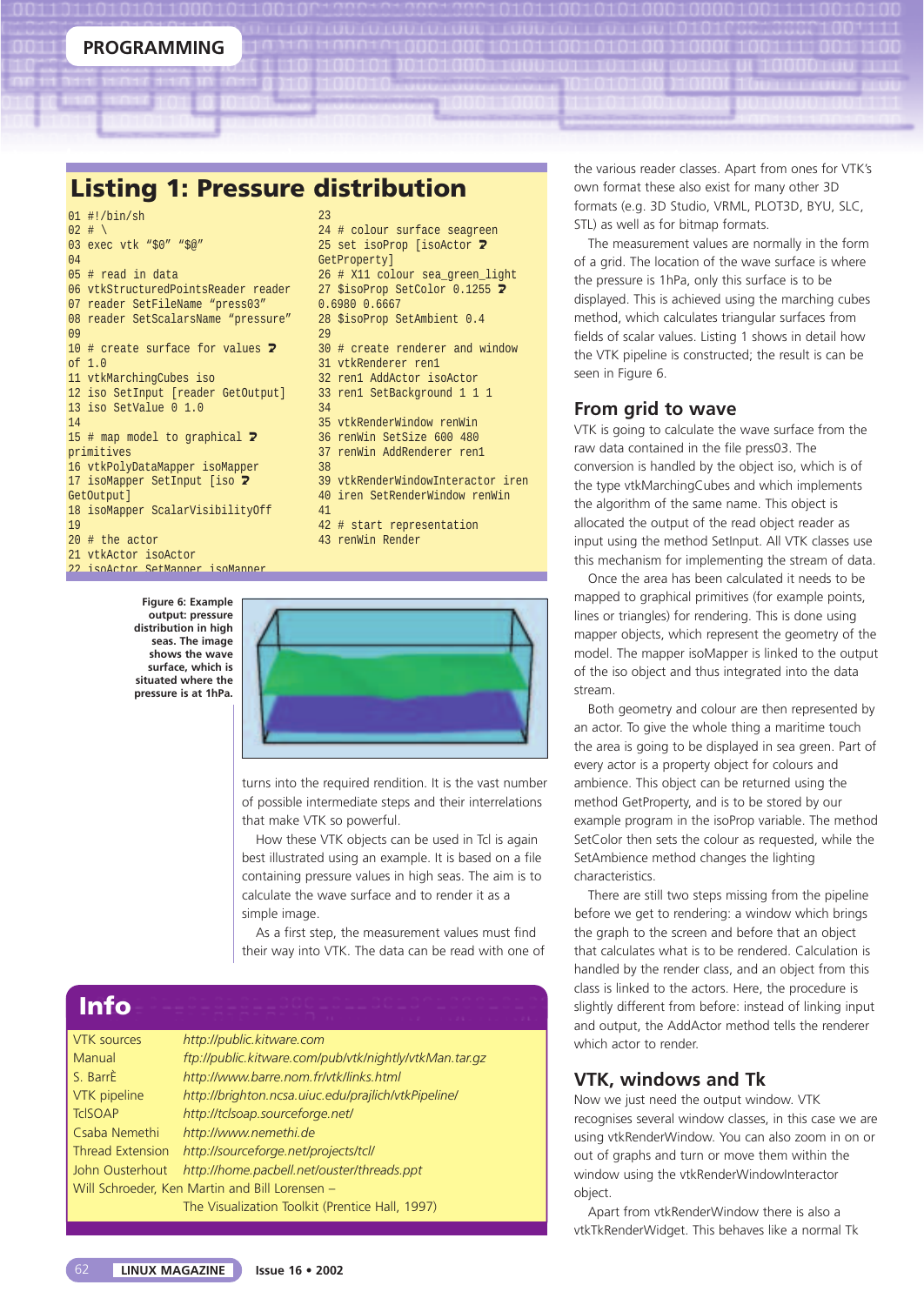## Listing 1: Pressure distribution

```
01 #!/bin/sh
02 # \
03 exec vtk "$0" "$@"
04
05 # read in data
06 vtkStructuredPointsReader reader
07 reader SetFileName "press03"
08 reader SetScalarsName "pressure"
09
10 # create surface for values ➘
of 1.0
11 vtkMarchingCubes iso
12 iso SetInput [reader GetOutput]
13 iso SetValue 0 1.0
14
15 # map model to graphical ➘
primitives
16 vtkPolyDataMapper isoMapper
17 isoMapper SetInput [iso ➘
GetOutput]
18 isoMapper ScalarVisibilityOff
19
20 # the actor
21 vtkActor isoActor
22 isoActor SetMapper isoMapper
23
24 # colour surface seagreen
25 set isoProp [isoActor ➘
GetProperty]
26 # X11 colour sea_green_light
27 $isoProp SetColor 0.1255 ➘
0.6980 0.6667
28 $isoProp SetAmbient 0.4
29
30 # create renderer and window
31 vtkRenderer ren1
32 ren1 AddActor isoActor
33 ren1 SetBackground 1 1 1
34
35 vtkRenderWindow renWin
36 renWin SetSize 600 480
37 renWin AddRenderer ren1
38
39 vtkRenderWindowInteractor iren
40 iren SetRenderWindow renWin
41
42 # start representation
43 renWin Render
```

**Figure 6: Example output: pressure distribution in high seas. The image shows the wave surface, which is situated where the pressure is at 1hPa.**

turns into the required rendition. It is the vast number of possible intermediate steps and their interrelations that make VTK so powerful.

How these VTK objects can be used in Tcl is again best illustrated using an example. It is based on a file containing pressure values in high seas. The aim is to calculate the wave surface and to render it as a simple image.

As a first step, the measurement values must find their way into VTK. The data can be read with one of the various reader classes. Apart from ones for VTK's own format these also exist for many other 3D formats (e.g. 3D Studio, VRML, PLOT3D, BYU, SLC, STL) as well as for bitmap formats.

The measurement values are normally in the form of a grid. The location of the wave surface is where the pressure is 1hPa, only this surface is to be displayed. This is achieved using the marching cubes method, which calculates triangular surfaces from fields of scalar values. Listing 1 shows in detail how the VTK pipeline is constructed; the result is can be seen in Figure 6.

## From grid to wave

VTK is going to calculate the wave surface from the raw data contained in the file press03. The conversion is handled by the object iso, which is of the type vtkMarchingCubes and which implements the algorithm of the same name. This object is allocated the output of the read object reader as input using the method SetInput. All VTK classes use this mechanism for implementing the stream of data.

Once the area has been calculated it needs to be mapped to graphical primitives (for example points, lines or triangles) for rendering. This is done using mapper objects, which represent the geometry of the model. The mapper isoMapper is linked to the output of the iso object and thus integrated into the data stream.

Both geometry and colour are then represented by an actor. To give the whole thing a maritime touch the area is going to be displayed in sea green. Part of every actor is a property object for colours and ambience. This object can be returned using the method GetProperty, and is to be stored by our example program in the isoProp variable. The method SetColor then sets the colour as requested, while the SetAmbience method changes the lighting characteristics.

There are still two steps missing from the pipeline before we get to rendering: a window which brings the graph to the screen and before that an object that calculates what is to be rendered. Calculation is handled by the render class, and an object from this class is linked to the actors. Here, the procedure is slightly different from before: instead of linking input and output, the AddActor method tells the renderer which actor to render.

## VTK, windows and Tk

Now we just need the output window. VTK recognises several window classes, in this case we are using vtkRenderWindow. You can also zoom in on or out of graphs and turn or move them within the window using the vtkRenderWindowInteractor object.

Apart from vtkRenderWindow there is also a vtkTkRenderWidget. This behaves like a normal Tk

## Info

| | |
|---|---|
| VTK sources | *http://public.kitware.com* |
| Manual | *ftp://public.kitware.com/pub/vtk/nightly/vtkMan.tar.gz* |
| S. BarrÈ | *http://www.barre.nom.fr/vtk/links.html* |
| VTK pipeline | *http://brighton.ncsa.uiuc.edu/prajlich/vtkPipeline/* |
| TclSOAP | *http://tclsoap.sourceforge.net/* |
| Csaba Nemethi | *http://www.nemethi.de* |
| Thread Extension | *http://sourceforge.net/projects/tcl/* |
| John Ousterhout | *http://home.pacbell.net/ouster/threads.ppt* |

Will Schroeder, Ken Martin and Bill Lorensen – The Visualization Toolkit (Prentice Hall, 1997)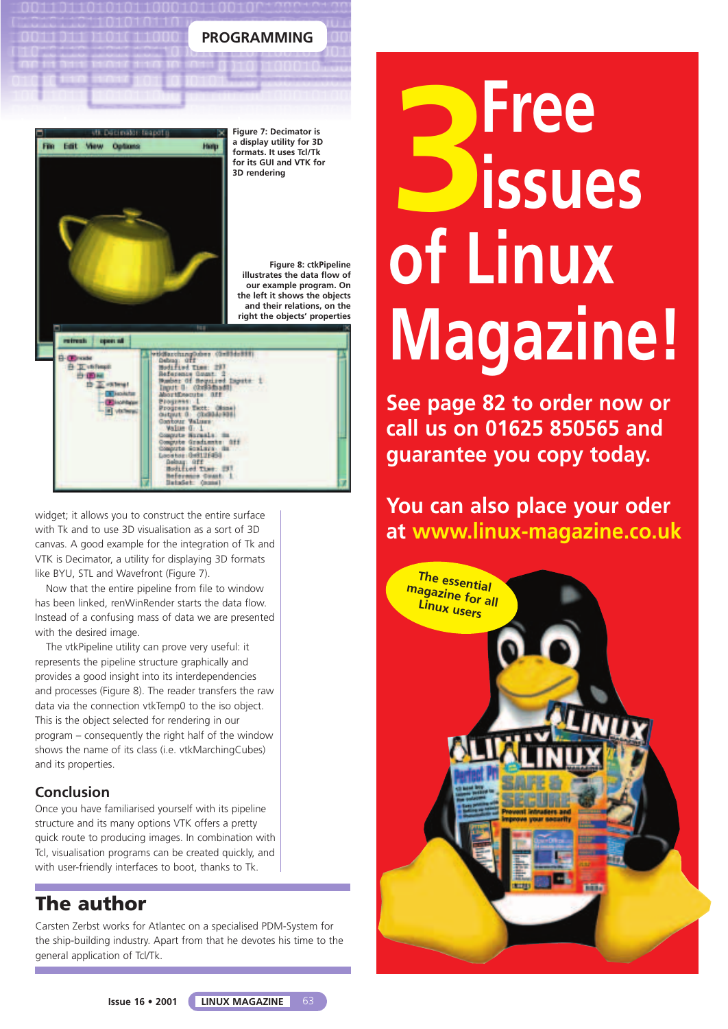Figure 7: Decimator is a display utility for 3D formats. It uses Tcl/Tk for its GUI and VTK for 3D rendering

Figure 8: ctkPipeline illustrates the data flow of our example program. On the left it shows the objects and their relations, on the right the objects' properties

widget; it allows you to construct the entire surface with Tk and to use 3D visualisation as a sort of 3D canvas. A good example for the integration of Tk and VTK is Decimator, a utility for displaying 3D formats like BYU, STL and Wavefront (Figure 7).

Now that the entire pipeline from file to window has been linked, renWinRender starts the data flow. Instead of a confusing mass of data we are presented with the desired image.

The vtkPipeline utility can prove very useful: it represents the pipeline structure graphically and provides a good insight into its interdependencies and processes (Figure 8). The reader transfers the raw data via the connection vtkTemp0 to the iso object. This is the object selected for rendering in our program – consequently the right half of the window shows the name of its class (i.e. vtkMarchingCubes) and its properties.

## Conclusion

Once you have familiarised yourself with its pipeline structure and its many options VTK offers a pretty quick route to producing images. In combination with Tcl, visualisation programs can be created quickly, and with user-friendly interfaces to boot, thanks to Tk.

## The author

Carsten Zerbst works for Atlantec on a specialised PDM-System for the ship-building industry. Apart from that he devotes his time to the general application of Tcl/Tk.

# 3 Free issues of Linux Magazine!

**See page 82 to order now or call us on 01625 850565 and guarantee you copy today.**

**You can also place your oder at www.linux-magazine.co.uk**

The essential magazine for all Linux users